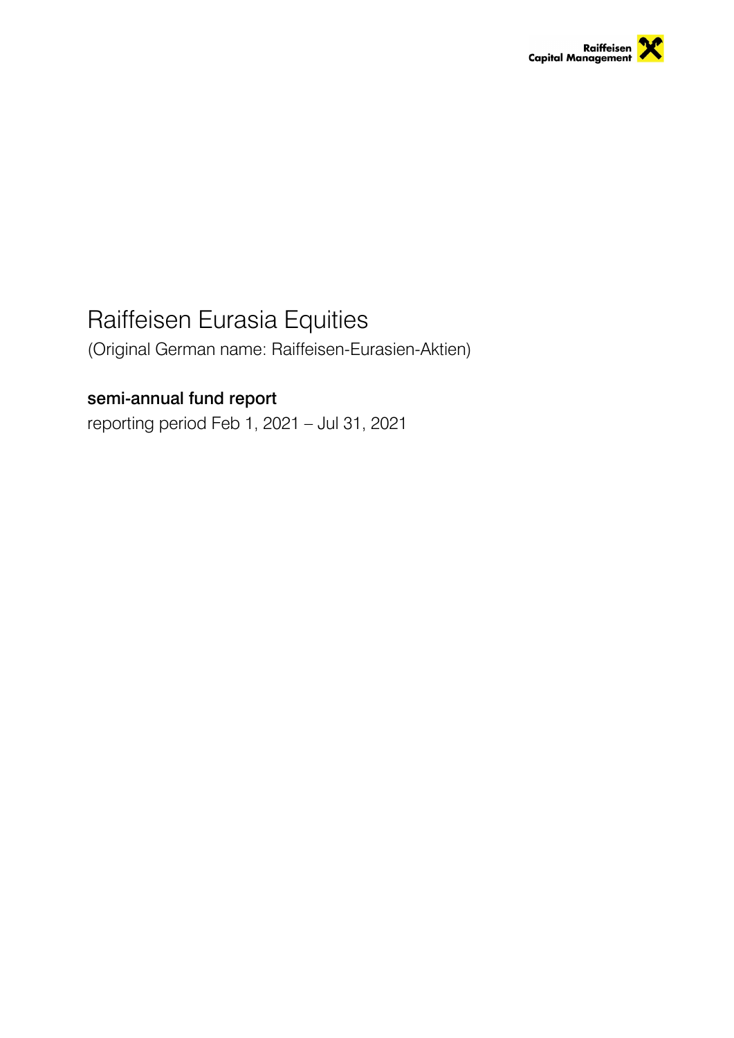# Raiffeisen Eurasia Equities

(Original German name: Raiffeisen-Eurasien-Aktien)

## semi-annual fund report

reporting period Feb 1, 2021 – Jul 31, 2021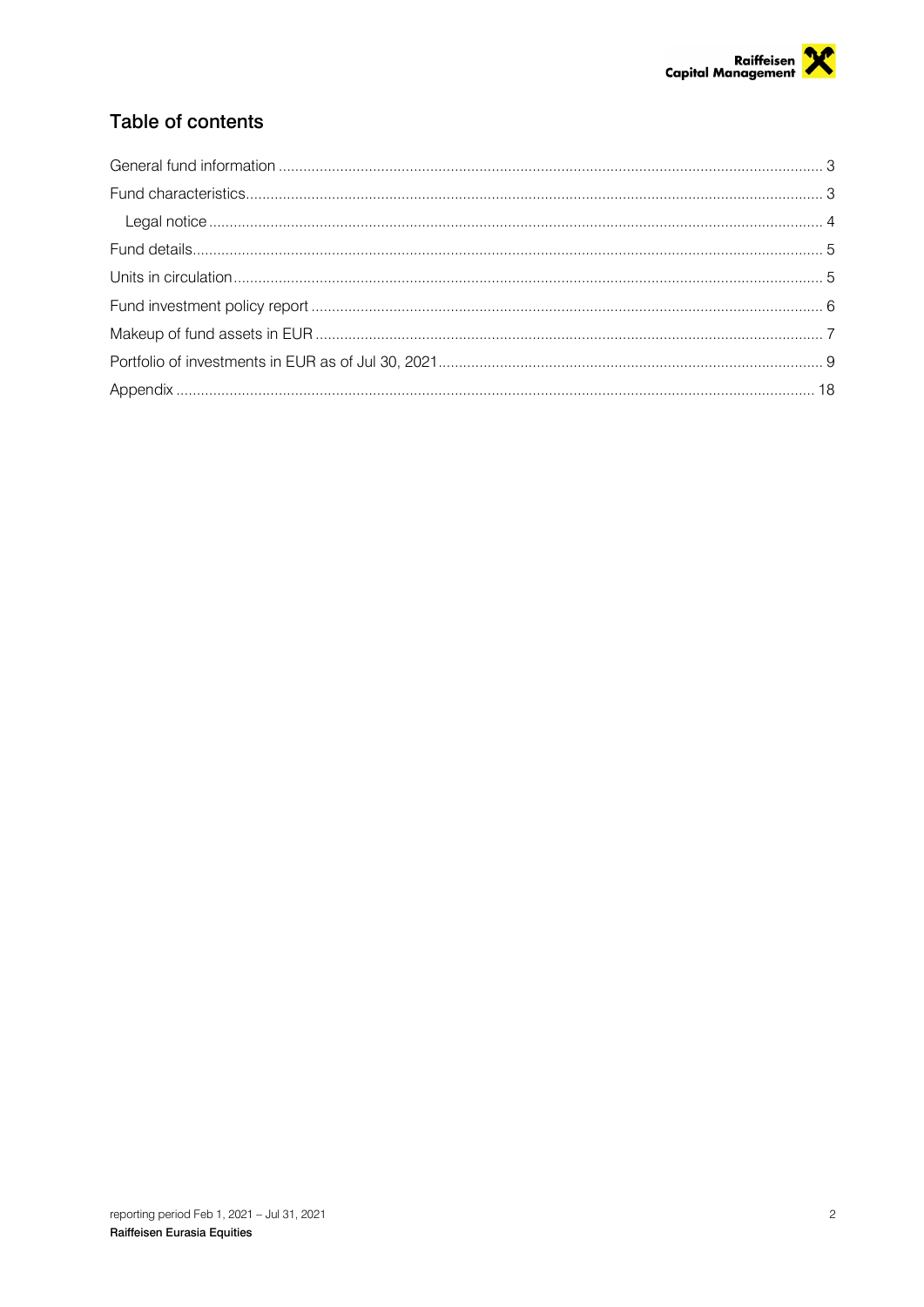## Table of contents

| | |
|---|---|
| General fund information | 3 |
| Fund characteristics | 3 |
| Legal notice | 4 |
| Fund details | 5 |
| Units in circulation | 5 |
| Fund investment policy report | 6 |
| Makeup of fund assets in EUR | 7 |
| Portfolio of investments in EUR as of Jul 30, 2021 | 9 |
| Appendix | 18 |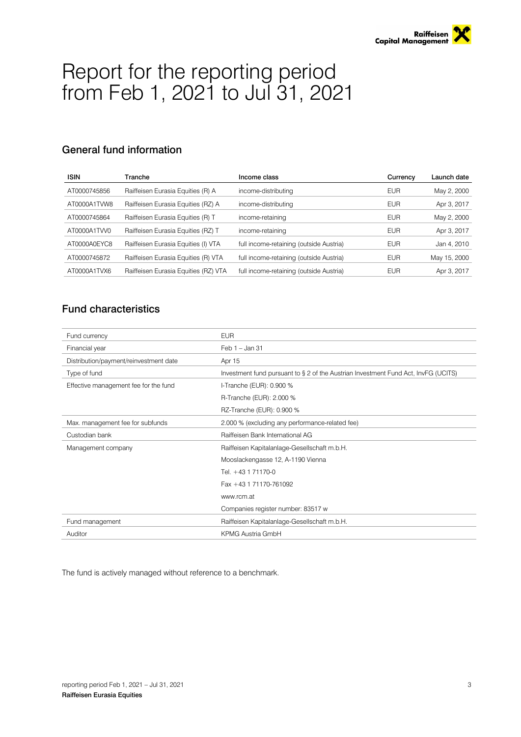# Report for the reporting period from Feb 1, 2021 to Jul 31, 2021

## General fund information

| ISIN | Tranche | Income class | Currency | Launch date |
|---|---|---|---|---|
| AT0000745856 | Raiffeisen Eurasia Equities (R) A | income-distributing | EUR | May 2, 2000 |
| AT0000A1TVW8 | Raiffeisen Eurasia Equities (RZ) A | income-distributing | EUR | Apr 3, 2017 |
| AT0000745864 | Raiffeisen Eurasia Equities (R) T | income-retaining | EUR | May 2, 2000 |
| AT0000A1TVV0 | Raiffeisen Eurasia Equities (RZ) T | income-retaining | EUR | Apr 3, 2017 |
| AT0000A0EYC8 | Raiffeisen Eurasia Equities (I) VTA | full income-retaining (outside Austria) | EUR | Jan 4, 2010 |
| AT0000745872 | Raiffeisen Eurasia Equities (R) VTA | full income-retaining (outside Austria) | EUR | May 15, 2000 |
| AT0000A1TVX6 | Raiffeisen Eurasia Equities (RZ) VTA | full income-retaining (outside Austria) | EUR | Apr 3, 2017 |

## Fund characteristics

| | |
|---|---|
| Fund currency | EUR |
| Financial year | Feb 1 – Jan 31 |
| Distribution/payment/reinvestment date | Apr 15 |
| Type of fund | Investment fund pursuant to § 2 of the Austrian Investment Fund Act, InvFG (UCITS) |
| Effective management fee for the fund | I-Tranche (EUR): 0.900 % |
| | R-Tranche (EUR): 2.000 % |
| | RZ-Tranche (EUR): 0.900 % |
| Max. management fee for subfunds | 2.000 % (excluding any performance-related fee) |
| Custodian bank | Raiffeisen Bank International AG |
| Management company | Raiffeisen Kapitalanlage-Gesellschaft m.b.H. |
| | Mooslackengasse 12, A-1190 Vienna |
| | Tel. +43 1 71170-0 |
| | Fax +43 1 71170-761092 |
| | www.rcm.at |
| | Companies register number: 83517 w |
| Fund management | Raiffeisen Kapitalanlage-Gesellschaft m.b.H. |
| Auditor | KPMG Austria GmbH |

The fund is actively managed without reference to a benchmark.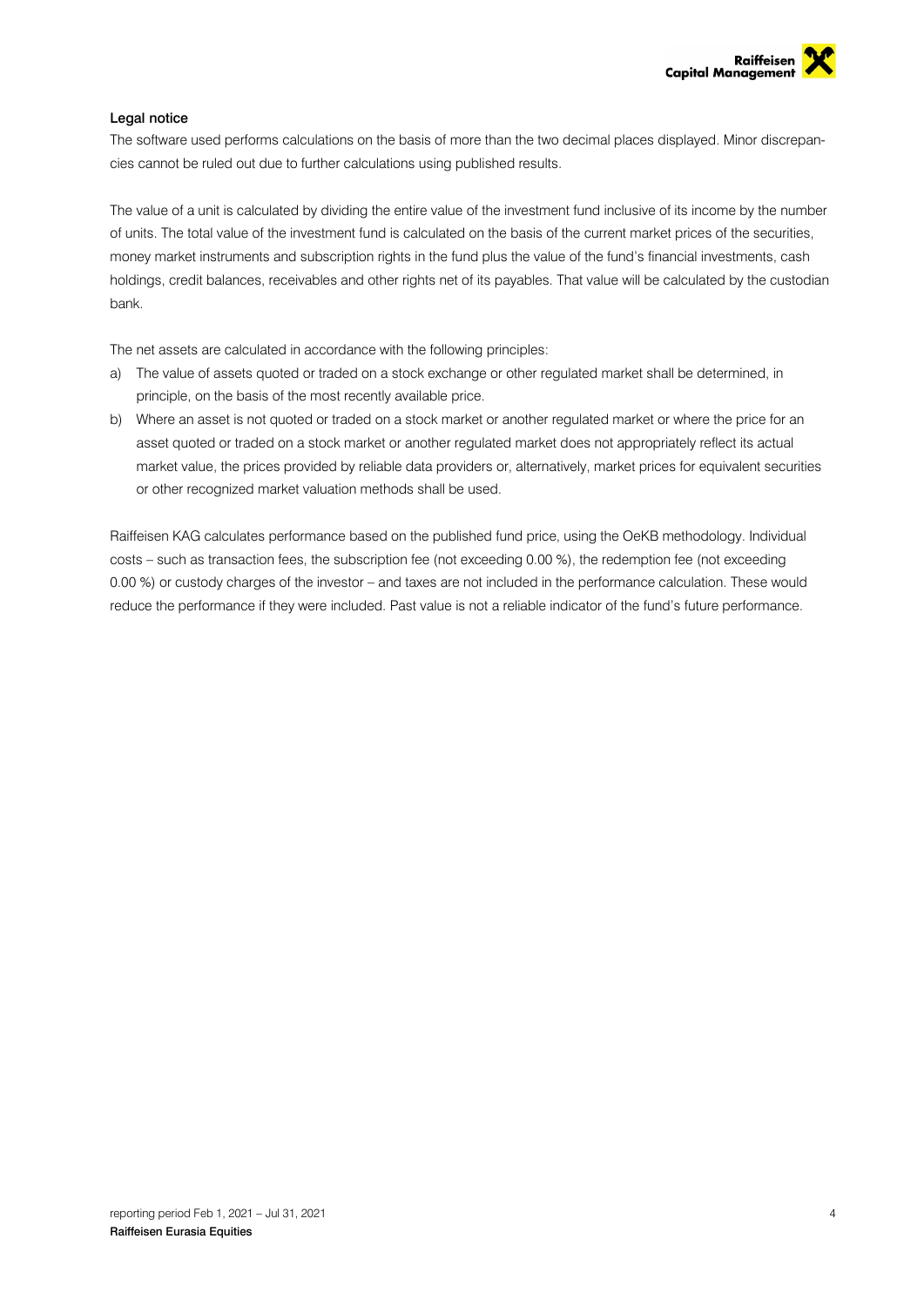## Legal notice

The software used performs calculations on the basis of more than the two decimal places displayed. Minor discrepancies cannot be ruled out due to further calculations using published results.

The value of a unit is calculated by dividing the entire value of the investment fund inclusive of its income by the number of units. The total value of the investment fund is calculated on the basis of the current market prices of the securities, money market instruments and subscription rights in the fund plus the value of the fund's financial investments, cash holdings, credit balances, receivables and other rights net of its payables. That value will be calculated by the custodian bank.

The net assets are calculated in accordance with the following principles:

a) The value of assets quoted or traded on a stock exchange or other regulated market shall be determined, in principle, on the basis of the most recently available price.
b) Where an asset is not quoted or traded on a stock market or another regulated market or where the price for an asset quoted or traded on a stock market or another regulated market does not appropriately reflect its actual market value, the prices provided by reliable data providers or, alternatively, market prices for equivalent securities or other recognized market valuation methods shall be used.

Raiffeisen KAG calculates performance based on the published fund price, using the OeKB methodology. Individual costs – such as transaction fees, the subscription fee (not exceeding 0.00 %), the redemption fee (not exceeding 0.00 %) or custody charges of the investor – and taxes are not included in the performance calculation. These would reduce the performance if they were included. Past value is not a reliable indicator of the fund's future performance.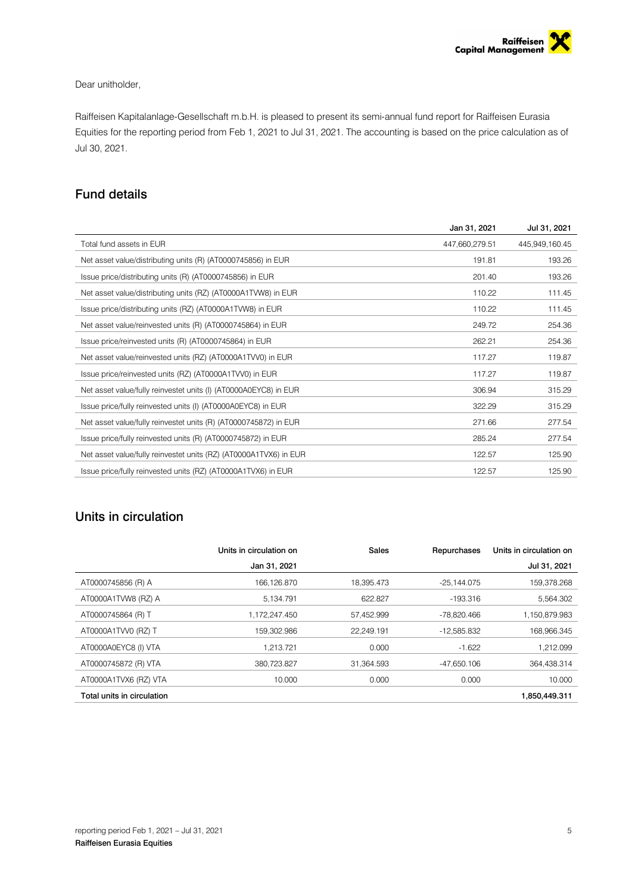Dear unitholder,

Raiffeisen Kapitalanlage-Gesellschaft m.b.H. is pleased to present its semi-annual fund report for Raiffeisen Eurasia Equities for the reporting period from Feb 1, 2021 to Jul 31, 2021. The accounting is based on the price calculation as of Jul 30, 2021.

## Fund details

| | Jan 31, 2021 | Jul 31, 2021 |
|---|---|---|
| Total fund assets in EUR | 447,660,279.51 | 445,949,160.45 |
| Net asset value/distributing units (R) (AT0000745856) in EUR | 191.81 | 193.26 |
| Issue price/distributing units (R) (AT0000745856) in EUR | 201.40 | 193.26 |
| Net asset value/distributing units (RZ) (AT0000A1TVW8) in EUR | 110.22 | 111.45 |
| Issue price/distributing units (RZ) (AT0000A1TVW8) in EUR | 110.22 | 111.45 |
| Net asset value/reinvested units (R) (AT0000745864) in EUR | 249.72 | 254.36 |
| Issue price/reinvested units (R) (AT0000745864) in EUR | 262.21 | 254.36 |
| Net asset value/reinvested units (RZ) (AT0000A1TVV0) in EUR | 117.27 | 119.87 |
| Issue price/reinvested units (RZ) (AT0000A1TVV0) in EUR | 117.27 | 119.87 |
| Net asset value/fully reinvestet units (I) (AT0000A0EYC8) in EUR | 306.94 | 315.29 |
| Issue price/fully reinvested units (I) (AT0000A0EYC8) in EUR | 322.29 | 315.29 |
| Net asset value/fully reinvestet units (R) (AT0000745872) in EUR | 271.66 | 277.54 |
| Issue price/fully reinvested units (R) (AT0000745872) in EUR | 285.24 | 277.54 |
| Net asset value/fully reinvestet units (RZ) (AT0000A1TVX6) in EUR | 122.57 | 125.90 |
| Issue price/fully reinvested units (RZ) (AT0000A1TVX6) in EUR | 122.57 | 125.90 |

## Units in circulation

| | Units in circulation on Jan 31, 2021 | Sales | Repurchases | Units in circulation on Jul 31, 2021 |
|---|---|---|---|---|
| AT0000745856 (R) A | 166,126.870 | 18,395.473 | -25,144.075 | 159,378.268 |
| AT0000A1TVW8 (RZ) A | 5,134.791 | 622.827 | -193.316 | 5,564.302 |
| AT0000745864 (R) T | 1,172,247.450 | 57,452.999 | -78,820.466 | 1,150,879.983 |
| AT0000A1TVV0 (RZ) T | 159,302.986 | 22,249.191 | -12,585.832 | 168,966.345 |
| AT0000A0EYC8 (I) VTA | 1,213.721 | 0.000 | -1.622 | 1,212.099 |
| AT0000745872 (R) VTA | 380,723.827 | 31,364.593 | -47,650.106 | 364,438.314 |
| AT0000A1TVX6 (RZ) VTA | 10.000 | 0.000 | 0.000 | 10.000 |
| **Total units in circulation** | | | | **1,850,449.311** |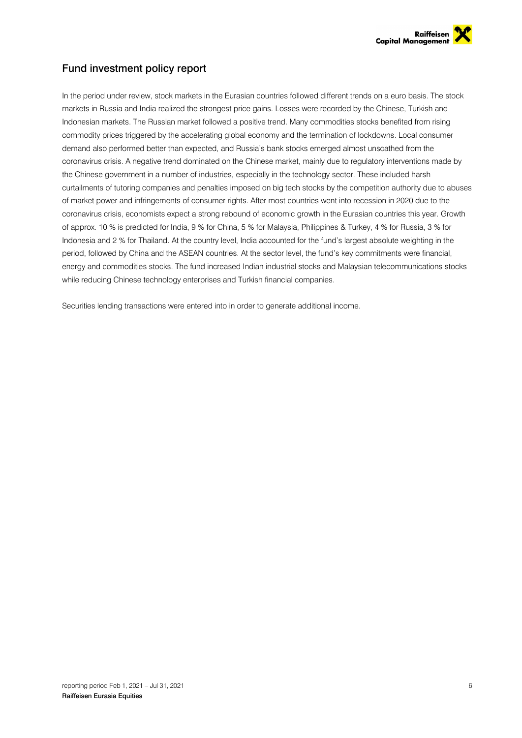## Fund investment policy report

In the period under review, stock markets in the Eurasian countries followed different trends on a euro basis. The stock markets in Russia and India realized the strongest price gains. Losses were recorded by the Chinese, Turkish and Indonesian markets. The Russian market followed a positive trend. Many commodities stocks benefited from rising commodity prices triggered by the accelerating global economy and the termination of lockdowns. Local consumer demand also performed better than expected, and Russia's bank stocks emerged almost unscathed from the coronavirus crisis. A negative trend dominated on the Chinese market, mainly due to regulatory interventions made by the Chinese government in a number of industries, especially in the technology sector. These included harsh curtailments of tutoring companies and penalties imposed on big tech stocks by the competition authority due to abuses of market power and infringements of consumer rights. After most countries went into recession in 2020 due to the coronavirus crisis, economists expect a strong rebound of economic growth in the Eurasian countries this year. Growth of approx. 10 % is predicted for India, 9 % for China, 5 % for Malaysia, Philippines & Turkey, 4 % for Russia, 3 % for Indonesia and 2 % for Thailand. At the country level, India accounted for the fund's largest absolute weighting in the period, followed by China and the ASEAN countries. At the sector level, the fund's key commitments were financial, energy and commodities stocks. The fund increased Indian industrial stocks and Malaysian telecommunications stocks while reducing Chinese technology enterprises and Turkish financial companies.

Securities lending transactions were entered into in order to generate additional income.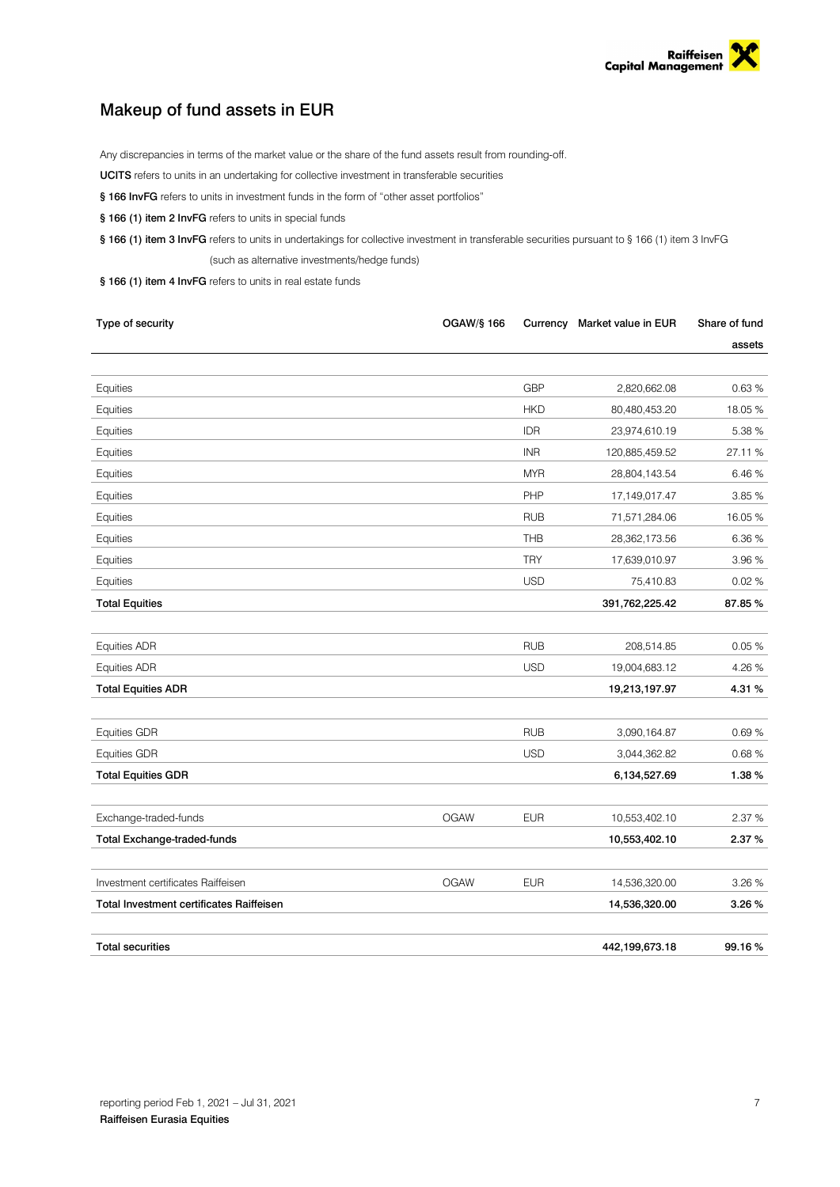# Makeup of fund assets in EUR

Any discrepancies in terms of the market value or the share of the fund assets result from rounding-off.

**UCITS** refers to units in an undertaking for collective investment in transferable securities

**§ 166 InvFG** refers to units in investment funds in the form of "other asset portfolios"

**§ 166 (1) item 2 InvFG** refers to units in special funds

**§ 166 (1) item 3 InvFG** refers to units in undertakings for collective investment in transferable securities pursuant to § 166 (1) item 3 InvFG (such as alternative investments/hedge funds)

**§ 166 (1) item 4 InvFG** refers to units in real estate funds

| Type of security | OGAW/§ 166 | Currency | Market value in EUR | Share of fund assets |
|---|---|---|---|---|
| Equities | | GBP | 2,820,662.08 | 0.63 % |
| Equities | | HKD | 80,480,453.20 | 18.05 % |
| Equities | | IDR | 23,974,610.19 | 5.38 % |
| Equities | | INR | 120,885,459.52 | 27.11 % |
| Equities | | MYR | 28,804,143.54 | 6.46 % |
| Equities | | PHP | 17,149,017.47 | 3.85 % |
| Equities | | RUB | 71,571,284.06 | 16.05 % |
| Equities | | THB | 28,362,173.56 | 6.36 % |
| Equities | | TRY | 17,639,010.97 | 3.96 % |
| Equities | | USD | 75,410.83 | 0.02 % |
| **Total Equities** | | | **391,762,225.42** | **87.85 %** |
| Equities ADR | | RUB | 208,514.85 | 0.05 % |
| Equities ADR | | USD | 19,004,683.12 | 4.26 % |
| **Total Equities ADR** | | | **19,213,197.97** | **4.31 %** |
| Equities GDR | | RUB | 3,090,164.87 | 0.69 % |
| Equities GDR | | USD | 3,044,362.82 | 0.68 % |
| **Total Equities GDR** | | | **6,134,527.69** | **1.38 %** |
| Exchange-traded-funds | OGAW | EUR | 10,553,402.10 | 2.37 % |
| **Total Exchange-traded-funds** | | | **10,553,402.10** | **2.37 %** |
| Investment certificates Raiffeisen | OGAW | EUR | 14,536,320.00 | 3.26 % |
| **Total Investment certificates Raiffeisen** | | | **14,536,320.00** | **3.26 %** |
| **Total securities** | | | **442,199,673.18** | **99.16 %** |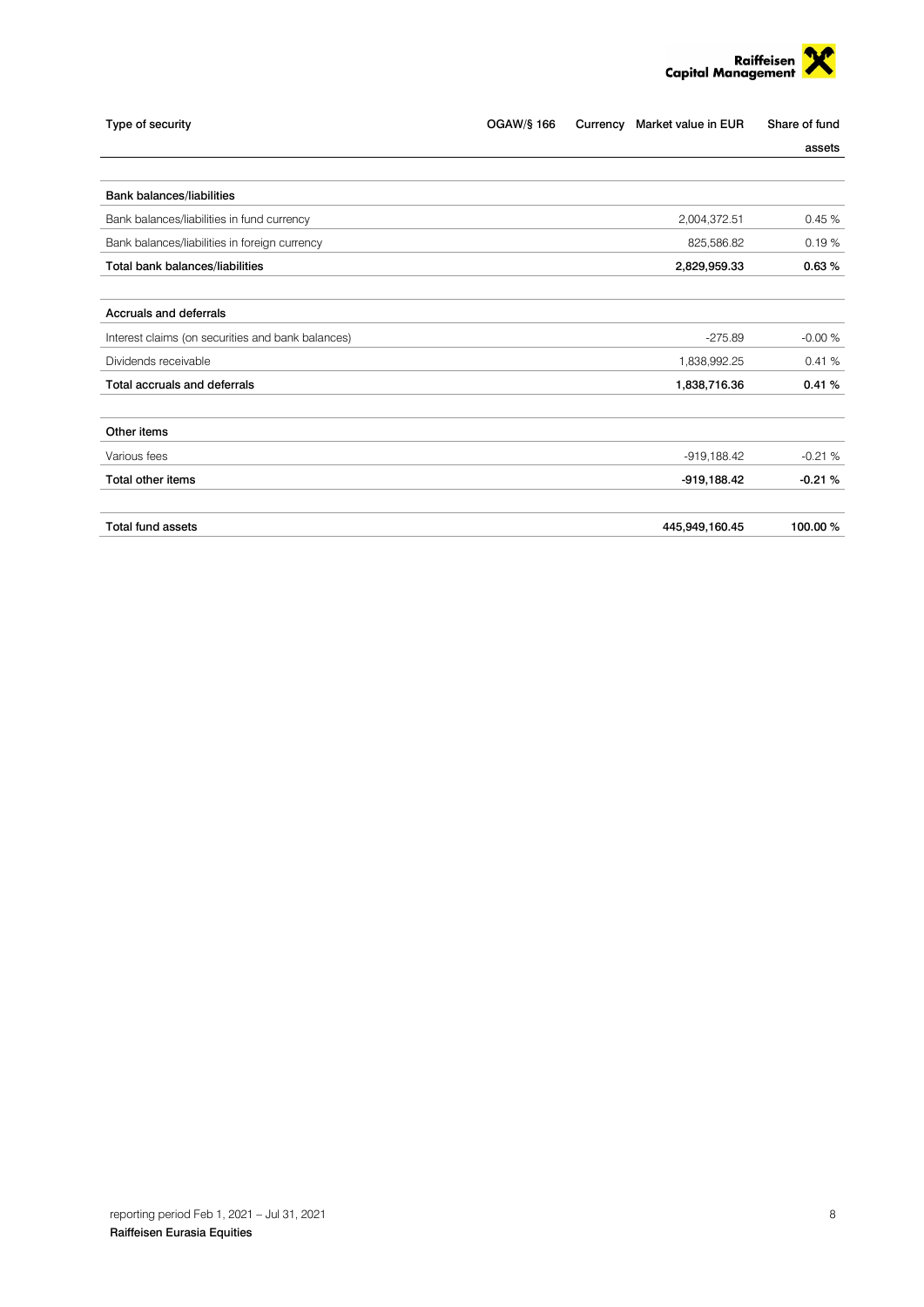| Type of security | OGAW/§ 166 | Currency | Market value in EUR | Share of fund assets |
|---|---|---|---|---|
| **Bank balances/liabilities** | | | | |
| Bank balances/liabilities in fund currency | | | 2,004,372.51 | 0.45 % |
| Bank balances/liabilities in foreign currency | | | 825,586.82 | 0.19 % |
| **Total bank balances/liabilities** | | | **2,829,959.33** | **0.63 %** |
| **Accruals and deferrals** | | | | |
| Interest claims (on securities and bank balances) | | | -275.89 | -0.00 % |
| Dividends receivable | | | 1,838,992.25 | 0.41 % |
| **Total accruals and deferrals** | | | **1,838,716.36** | **0.41 %** |
| **Other items** | | | | |
| Various fees | | | -919,188.42 | -0.21 % |
| **Total other items** | | | **-919,188.42** | **-0.21 %** |
| **Total fund assets** | | | **445,949,160.45** | **100.00 %** |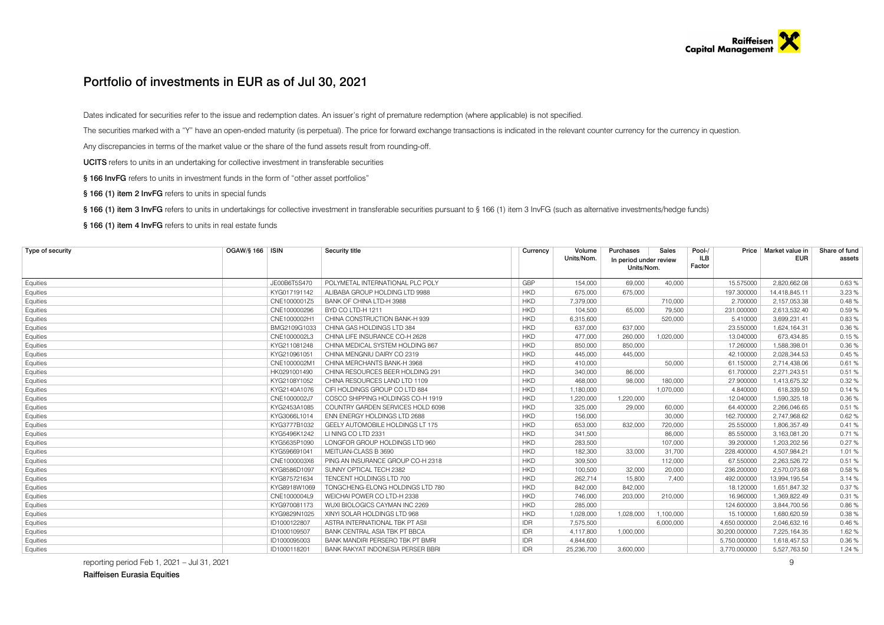# Portfolio of investments in EUR as of Jul 30, 2021

Dates indicated for securities refer to the issue and redemption dates. An issuer's right of premature redemption (where applicable) is not specified.

The securities marked with a "Y" have an open-ended maturity (is perpetual). The price for forward exchange transactions is indicated in the relevant counter currency for the currency in question.

Any discrepancies in terms of the market value or the share of the fund assets result from rounding-off.

**UCITS** refers to units in an undertaking for collective investment in transferable securities

**§ 166 InvFG** refers to units in investment funds in the form of "other asset portfolios"

**§ 166 (1) item 2 InvFG** refers to units in special funds

**§ 166 (1) item 3 InvFG** refers to units in undertakings for collective investment in transferable securities pursuant to § 166 (1) item 3 InvFG (such as alternative investments/hedge funds)

**§ 166 (1) item 4 InvFG** refers to units in real estate funds

| Type of security | OGAW/§ 166 | ISIN | Security title | Currency | Volume Units/Nom. | Purchases | Sales | Pool-/ ILB Factor | Price | Market value in EUR | Share of fund assets |
|---|---|---|---|---|---|---|---|---|---|---|---|
| | | | | | | In period under review Units/Nom. | | | | | |
| Equities | | JE00B6T5S470 | POLYMETAL INTERNATIONAL PLC POLY | GBP | 154,000 | 69,000 | 40,000 | | 15.575000 | 2,820,662.08 | 0.63 % |
| Equities | | KYG017191142 | ALIBABA GROUP HOLDING LTD 9988 | HKD | 675,000 | 675,000 | | | 197.300000 | 14,418,845.11 | 3.23 % |
| Equities | | CNE1000001Z5 | BANK OF CHINA LTD-H 3988 | HKD | 7,379,000 | | 710,000 | | 2.700000 | 2,157,053.38 | 0.48 % |
| Equities | | CNE100000296 | BYD CO LTD-H 1211 | HKD | 104,500 | 65,000 | 79,500 | | 231.000000 | 2,613,532.40 | 0.59 % |
| Equities | | CNE1000002H1 | CHINA CONSTRUCTION BANK-H 939 | HKD | 6,315,600 | | 520,000 | | 5.410000 | 3,699,231.41 | 0.83 % |
| Equities | | BMG2109G1033 | CHINA GAS HOLDINGS LTD 384 | HKD | 637,000 | 637,000 | | | 23.550000 | 1,624,164.31 | 0.36 % |
| Equities | | CNE1000002L3 | CHINA LIFE INSURANCE CO-H 2628 | HKD | 477,000 | 260,000 | 1,020,000 | | 13.040000 | 673,434.85 | 0.15 % |
| Equities | | KYG211081248 | CHINA MEDICAL SYSTEM HOLDING 867 | HKD | 850,000 | 850,000 | | | 17.260000 | 1,588,398.01 | 0.36 % |
| Equities | | KYG210961051 | CHINA MENGNIU DAIRY CO 2319 | HKD | 445,000 | 445,000 | | | 42.100000 | 2,028,344.53 | 0.45 % |
| Equities | | CNE1000002M1 | CHINA MERCHANTS BANK-H 3968 | HKD | 410,000 | | 50,000 | | 61.150000 | 2,714,438.06 | 0.61 % |
| Equities | | HK0291001490 | CHINA RESOURCES BEER HOLDING 291 | HKD | 340,000 | 86,000 | | | 61.700000 | 2,271,243.51 | 0.51 % |
| Equities | | KYG2108Y1052 | CHINA RESOURCES LAND LTD 1109 | HKD | 468,000 | 98,000 | 180,000 | | 27.900000 | 1,413,675.32 | 0.32 % |
| Equities | | KYG2140A1076 | CIFI HOLDINGS GROUP CO LTD 884 | HKD | 1,180,000 | | 1,070,000 | | 4.840000 | 618,339.50 | 0.14 % |
| Equities | | CNE1000002J7 | COSCO SHIPPING HOLDINGS CO-H 1919 | HKD | 1,220,000 | 1,220,000 | | | 12.040000 | 1,590,325.18 | 0.36 % |
| Equities | | KYG2453A1085 | COUNTRY GARDEN SERVICES HOLD 6098 | HKD | 325,000 | 29,000 | 60,000 | | 64.400000 | 2,266,046.65 | 0.51 % |
| Equities | | KYG3066L1014 | ENN ENERGY HOLDINGS LTD 2688 | HKD | 156,000 | | 30,000 | | 162.700000 | 2,747,968.62 | 0.62 % |
| Equities | | KYG3777B1032 | GEELY AUTOMOBILE HOLDINGS LT 175 | HKD | 653,000 | 832,000 | 720,000 | | 25.550000 | 1,806,357.49 | 0.41 % |
| Equities | | KYG5496K1242 | LI NING CO LTD 2331 | HKD | 341,500 | | 86,000 | | 85.550000 | 3,163,081.20 | 0.71 % |
| Equities | | KYG5635P1090 | LONGFOR GROUP HOLDINGS LTD 960 | HKD | 283,500 | | 107,000 | | 39.200000 | 1,203,202.56 | 0.27 % |
| Equities | | KYG596691041 | MEITUAN-CLASS B 3690 | HKD | 182,300 | 33,000 | 31,700 | | 228.400000 | 4,507,984.21 | 1.01 % |
| Equities | | CNE1000003X6 | PING AN INSURANCE GROUP CO-H 2318 | HKD | 309,500 | | 112,000 | | 67.550000 | 2,263,526.72 | 0.51 % |
| Equities | | KYG8586D1097 | SUNNY OPTICAL TECH 2382 | HKD | 100,500 | 32,000 | 20,000 | | 236.200000 | 2,570,073.68 | 0.58 % |
| Equities | | KYG875721634 | TENCENT HOLDINGS LTD 700 | HKD | 262,714 | 15,800 | 7,400 | | 492.000000 | 13,994,195.54 | 3.14 % |
| Equities | | KYG8918W1069 | TONGCHENG-ELONG HOLDINGS LTD 780 | HKD | 842,000 | 842,000 | | | 18.120000 | 1,651,847.32 | 0.37 % |
| Equities | | CNE1000004L9 | WEICHAI POWER CO LTD-H 2338 | HKD | 746,000 | 203,000 | 270,000 | | 16.960000 | 1,369,822.49 | 0.31 % |
| Equities | | KYG970081173 | WUXI BIOLOGICS CAYMAN INC 2269 | HKD | 285,000 | | | | 124.600000 | 3,844,700.56 | 0.86 % |
| Equities | | KYG9829N1025 | XINYI SOLAR HOLDINGS LTD 968 | HKD | 1,028,000 | 1,028,000 | 1,100,000 | | 15.100000 | 1,680,620.59 | 0.38 % |
| Equities | | ID1000122807 | ASTRA INTERNATIONAL TBK PT ASII | IDR | 7,575,500 | | 6,000,000 | | 4,650.000000 | 2,046,632.16 | 0.46 % |
| Equities | | ID1000109507 | BANK CENTRAL ASIA TBK PT BBCA | IDR | 4,117,800 | 1,000,000 | | | 30,200.000000 | 7,225,164.35 | 1.62 % |
| Equities | | ID1000095003 | BANK MANDIRI PERSERO TBK PT BMRI | IDR | 4,844,600 | | | | 5,750.000000 | 1,618,457.53 | 0.36 % |
| Equities | | ID1000118201 | BANK RAKYAT INDONESIA PERSER BBRI | IDR | 25,236,700 | 3,600,000 | | | 3,770.000000 | 5,527,763.50 | 1.24 % |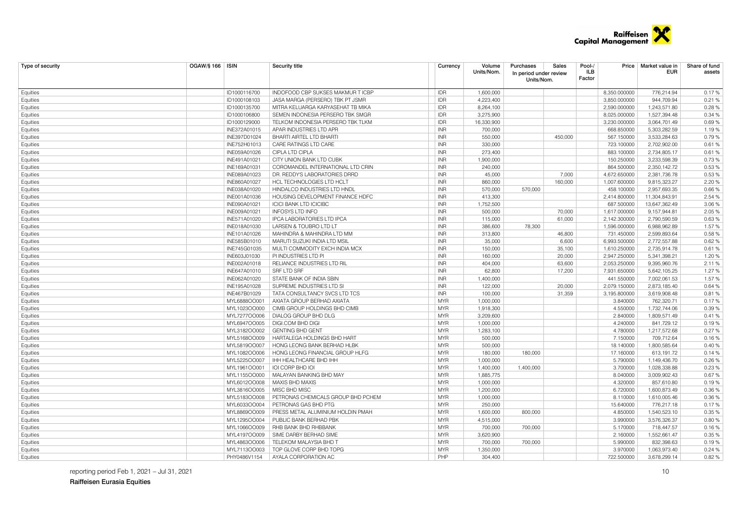| Type of security | OGAW/§ 166 | ISIN | Security title | Currency | Volume Units/Nom. | Purchases In period under review Units/Nom. | Sales | Pool-/ ILB Factor | Price | Market value in EUR | Share of fund assets |
|---|---|---|---|---|---|---|---|---|---|---|---|
| Equities | | ID1000116700 | INDOFOOD CBP SUKSES MAKMUR T ICBP | IDR | 1,600,000 | | | | 8,350.000000 | 776,214.94 | 0.17 % |
| Equities | | ID1000108103 | JASA MARGA (PERSERO) TBK PT JSMR | IDR | 4,223,400 | | | | 3,850.000000 | 944,709.94 | 0.21 % |
| Equities | | ID1000135700 | MITRA KELUARGA KARYASEHAT TB MIKA | IDR | 8,264,100 | | | | 2,590.000000 | 1,243,571.80 | 0.28 % |
| Equities | | ID1000106800 | SEMEN INDONESIA PERSERO TBK SMGR | IDR | 3,275,900 | | | | 8,025.000000 | 1,527,394.48 | 0.34 % |
| Equities | | ID1000129000 | TELKOM INDONESIA PERSERO TBK TLKM | IDR | 16,330,900 | | | | 3,230.000000 | 3,064,701.49 | 0.69 % |
| Equities | | INE372A01015 | APAR INDUSTRIES LTD APR | INR | 700,000 | | | | 668.850000 | 5,303,282.59 | 1.19 % |
| Equities | | INE397D01024 | BHARTI AIRTEL LTD BHARTI | INR | 550,000 | | 450,000 | | 567.150000 | 3,533,284.63 | 0.79 % |
| Equities | | INE752H01013 | CARE RATINGS LTD CARE | INR | 330,000 | | | | 723.100000 | 2,702,902.00 | 0.61 % |
| Equities | | INE059A01026 | CIPLA LTD CIPLA | INR | 273,400 | | | | 883.100000 | 2,734,805.17 | 0.61 % |
| Equities | | INE491A01021 | CITY UNION BANK LTD CUBK | INR | 1,900,000 | | | | 150.250000 | 3,233,598.39 | 0.73 % |
| Equities | | INE169A01031 | COROMANDEL INTERNATIONAL LTD CRIN | INR | 240,000 | | | | 864.500000 | 2,350,142.72 | 0.53 % |
| Equities | | INE089A01023 | DR. REDDY'S LABORATORIES DRRD | INR | 45,000 | | 7,000 | | 4,672.650000 | 2,381,736.78 | 0.53 % |
| Equities | | INE860A01027 | HCL TECHNOLOGIES LTD HCLT | INR | 860,000 | | 160,000 | | 1,007.600000 | 9,815,323.27 | 2.20 % |
| Equities | | INE038A01020 | HINDALCO INDUSTRIES LTD HNDL | INR | 570,000 | 570,000 | | | 458.100000 | 2,957,693.35 | 0.66 % |
| Equities | | INE001A01036 | HOUSING DEVELOPMENT FINANCE HDFC | INR | 413,300 | | | | 2,414.800000 | 11,304,843.91 | 2.54 % |
| Equities | | INE090A01021 | ICICI BANK LTD ICICIBC | INR | 1,752,500 | | | | 687.500000 | 13,647,362.49 | 3.06 % |
| Equities | | INE009A01021 | INFOSYS LTD INFO | INR | 500,000 | | 70,000 | | 1,617.000000 | 9,157,944.81 | 2.05 % |
| Equities | | INE571A01020 | IPCA LABORATORIES LTD IPCA | INR | 115,000 | | 61,000 | | 2,142.300000 | 2,790,590.59 | 0.63 % |
| Equities | | INE018A01030 | LARSEN & TOUBRO LTD LT | INR | 386,600 | 78,300 | | | 1,596.000000 | 6,988,962.89 | 1.57 % |
| Equities | | INE101A01026 | MAHINDRA & MAHINDRA LTD MM | INR | 313,800 | | 46,800 | | 731.450000 | 2,599,893.64 | 0.58 % |
| Equities | | INE585B01010 | MARUTI SUZUKI INDIA LTD MSIL | INR | 35,000 | | 6,600 | | 6,993.500000 | 2,772,557.88 | 0.62 % |
| Equities | | INE745G01035 | MULTI COMMODITY EXCH INDIA MCX | INR | 150,000 | | 35,100 | | 1,610.250000 | 2,735,914.78 | 0.61 % |
| Equities | | INE603J01030 | PI INDUSTRIES LTD PI | INR | 160,000 | | 20,000 | | 2,947.250000 | 5,341,398.21 | 1.20 % |
| Equities | | INE002A01018 | RELIANCE INDUSTRIES LTD RIL | INR | 404,000 | | 63,600 | | 2,053.250000 | 9,395,960.76 | 2.11 % |
| Equities | | INE647A01010 | SRF LTD SRF | INR | 62,800 | | 17,200 | | 7,931.650000 | 5,642,105.25 | 1.27 % |
| Equities | | INE062A01020 | STATE BANK OF INDIA SBIN | INR | 1,400,000 | | | | 441.550000 | 7,002,061.53 | 1.57 % |
| Equities | | INE195A01028 | SUPREME INDUSTRIES LTD SI | INR | 122,000 | | 20,000 | | 2,079.150000 | 2,873,185.40 | 0.64 % |
| Equities | | INE467B01029 | TATA CONSULTANCY SVCS LTD TCS | INR | 100,000 | | 31,359 | | 3,195.800000 | 3,619,908.48 | 0.81 % |
| Equities | | MYL6888OO001 | AXIATA GROUP BERHAD AXIATA | MYR | 1,000,000 | | | | 3.840000 | 762,320.71 | 0.17 % |
| Equities | | MYL1023OO000 | CIMB GROUP HOLDINGS BHD CIMB | MYR | 1,918,300 | | | | 4.550000 | 1,732,744.06 | 0.39 % |
| Equities | | MYL7277OO006 | DIALOG GROUP BHD DLG | MYR | 3,209,600 | | | | 2.840000 | 1,809,571.49 | 0.41 % |
| Equities | | MYL6947OO005 | DIGI.COM BHD DIGI | MYR | 1,000,000 | | | | 4.240000 | 841,729.12 | 0.19 % |
| Equities | | MYL3182OO002 | GENTING BHD GENT | MYR | 1,283,100 | | | | 4.780000 | 1,217,572.68 | 0.27 % |
| Equities | | MYL5168OO009 | HARTALEGA HOLDINGS BHD HART | MYR | 500,000 | | | | 7.150000 | 709,712.64 | 0.16 % |
| Equities | | MYL5819OO007 | HONG LEONG BANK BERHAD HLBK | MYR | 500,000 | | | | 18.140000 | 1,800,585.64 | 0.40 % |
| Equities | | MYL1082OO006 | HONG LEONG FINANCIAL GROUP HLFG | MYR | 180,000 | 180,000 | | | 17.160000 | 613,191.72 | 0.14 % |
| Equities | | MYL5225OO007 | IHH HEALTHCARE BHD IHH | MYR | 1,000,000 | | | | 5.790000 | 1,149,436.70 | 0.26 % |
| Equities | | MYL1961OO001 | IOI CORP BHD IOI | MYR | 1,400,000 | 1,400,000 | | | 3.700000 | 1,028,338.88 | 0.23 % |
| Equities | | MYL1155OO000 | MALAYAN BANKING BHD MAY | MYR | 1,885,775 | | | | 8.040000 | 3,009,902.43 | 0.67 % |
| Equities | | MYL6012OO008 | MAXIS BHD MAXIS | MYR | 1,000,000 | | | | 4.320000 | 857,610.80 | 0.19 % |
| Equities | | MYL3816OO005 | MISC BHD MISC | MYR | 1,200,000 | | | | 6.720000 | 1,600,873.49 | 0.36 % |
| Equities | | MYL5183OO008 | PETRONAS CHEMICALS GROUP BHD PCHEM | MYR | 1,000,000 | | | | 8.110000 | 1,610,005.46 | 0.36 % |
| Equities | | MYL6033OO004 | PETRONAS GAS BHD PTG | MYR | 250,000 | | | | 15.640000 | 776,217.18 | 0.17 % |
| Equities | | MYL8869OO009 | PRESS METAL ALUMINIUM HOLDIN PMAH | MYR | 1,600,000 | 800,000 | | | 4.850000 | 1,540,523.10 | 0.35 % |
| Equities | | MYL1295OO004 | PUBLIC BANK BERHAD PBK | MYR | 4,515,000 | | | | 3.990000 | 3,576,326.37 | 0.80 % |
| Equities | | MYL1066OO009 | RHB BANK BHD RHBBANK | MYR | 700,000 | 700,000 | | | 5.170000 | 718,447.57 | 0.16 % |
| Equities | | MYL4197OO009 | SIME DARBY BERHAD SIME | MYR | 3,620,900 | | | | 2.160000 | 1,552,661.47 | 0.35 % |
| Equities | | MYL4863OO006 | TELEKOM MALAYSIA BHD T | MYR | 700,000 | 700,000 | | | 5.990000 | 832,398.63 | 0.19 % |
| Equities | | MYL7113OO003 | TOP GLOVE CORP BHD TOPG | MYR | 1,350,000 | | | | 3.970000 | 1,063,973.40 | 0.24 % |
| Equities | | PHY0486V1154 | AYALA CORPORATION AC | PHP | 304,400 | | | | 722.500000 | 3,678,299.14 | 0.82 % |

reporting period Feb 1, 2021 – Jul 31, 2021

**Raiffeisen Eurasia Equities**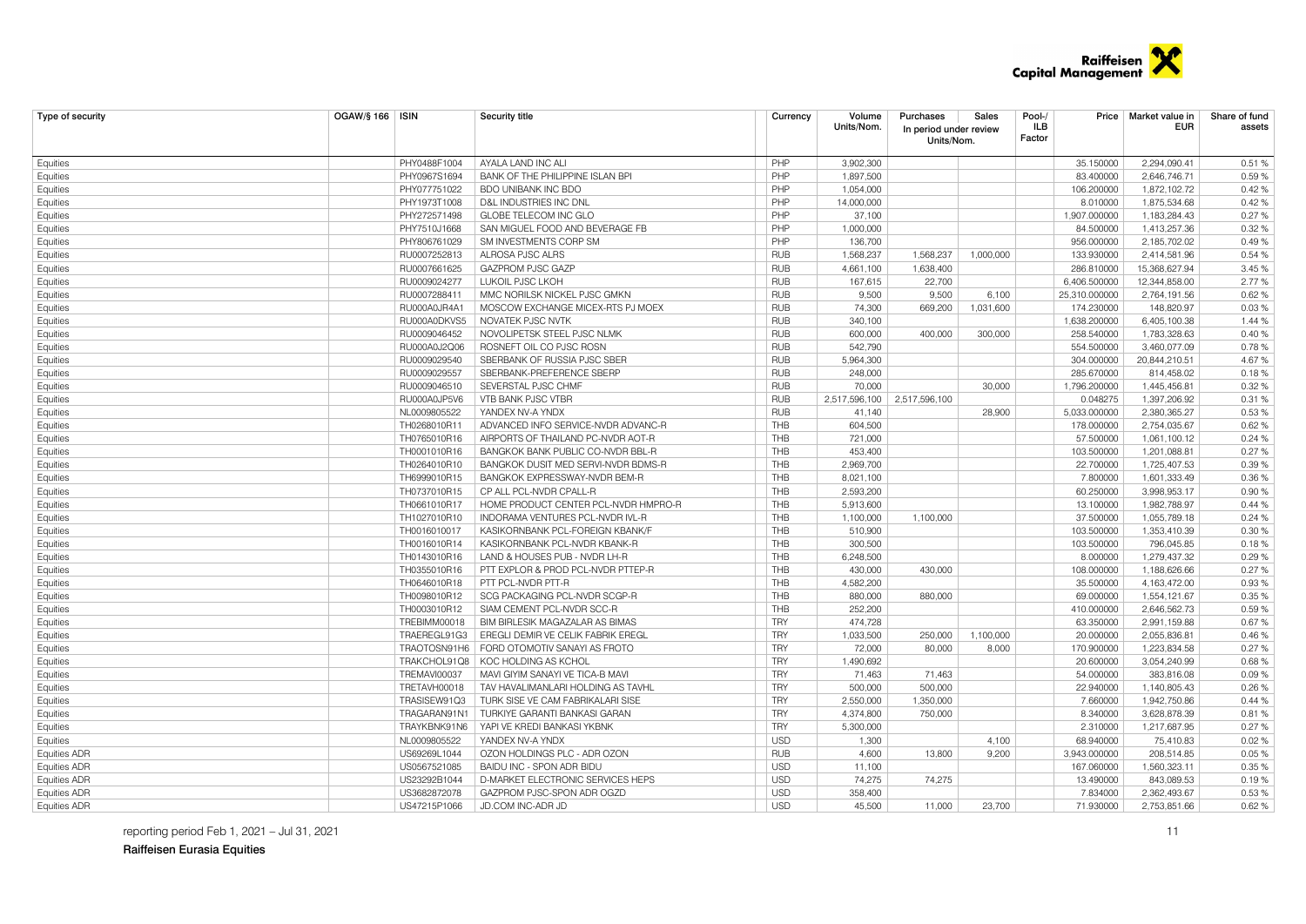| Type of security | OGAW/§ 166 | ISIN | Security title | Currency | Volume Units/Nom. | Purchases In period under review Units/Nom. | Sales | Pool-/ ILB Factor | Price | Market value in EUR | Share of fund assets |
|---|---|---|---|---|---|---|---|---|---|---|---|
| Equities | | PHY0488F1004 | AYALA LAND INC ALI | PHP | 3,902,300 | | | | 35.150000 | 2,294,090.41 | 0.51 % |
| Equities | | PHY0967S1694 | BANK OF THE PHILIPPINE ISLAN BPI | PHP | 1,897,500 | | | | 83.400000 | 2,646,746.71 | 0.59 % |
| Equities | | PHY077751022 | BDO UNIBANK INC BDO | PHP | 1,054,000 | | | | 106.200000 | 1,872,102.72 | 0.42 % |
| Equities | | PHY1973T1008 | D&L INDUSTRIES INC DNL | PHP | 14,000,000 | | | | 8.010000 | 1,875,534.68 | 0.42 % |
| Equities | | PHY272571498 | GLOBE TELECOM INC GLO | PHP | 37,100 | | | | 1,907.000000 | 1,183,284.43 | 0.27 % |
| Equities | | PHY7510J1668 | SAN MIGUEL FOOD AND BEVERAGE FB | PHP | 1,000,000 | | | | 84.500000 | 1,413,257.36 | 0.32 % |
| Equities | | PHY806761029 | SM INVESTMENTS CORP SM | PHP | 136,700 | | | | 956.000000 | 2,185,702.02 | 0.49 % |
| Equities | | RU0007252813 | ALROSA PJSC ALRS | RUB | 1,568,237 | 1,568,237 | 1,000,000 | | 133.930000 | 2,414,581.96 | 0.54 % |
| Equities | | RU0007661625 | GAZPROM PJSC GAZP | RUB | 4,661,100 | 1,638,400 | | | 286.810000 | 15,368,627.94 | 3.45 % |
| Equities | | RU0009024277 | LUKOIL PJSC LKOH | RUB | 167,615 | 22,700 | | | 6,406.500000 | 12,344,858.00 | 2.77 % |
| Equities | | RU0007288411 | MMC NORILSK NICKEL PJSC GMKN | RUB | 9,500 | 9,500 | 6,100 | | 25,310.000000 | 2,764,191.56 | 0.62 % |
| Equities | | RU000A0JR4A1 | MOSCOW EXCHANGE MICEX-RTS PJ MOEX | RUB | 74,300 | 669,200 | 1,031,600 | | 174.230000 | 148,820.97 | 0.03 % |
| Equities | | RU000A0DKVS5 | NOVATEK PJSC NVTK | RUB | 340,100 | | | | 1,638.200000 | 6,405,100.38 | 1.44 % |
| Equities | | RU0009046452 | NOVOLIPETSK STEEL PJSC NLMK | RUB | 600,000 | 400,000 | 300,000 | | 258.540000 | 1,783,328.63 | 0.40 % |
| Equities | | RU000A0J2Q06 | ROSNEFT OIL CO PJSC ROSN | RUB | 542,790 | | | | 554.500000 | 3,460,077.09 | 0.78 % |
| Equities | | RU0009029540 | SBERBANK OF RUSSIA PJSC SBER | RUB | 5,964,300 | | | | 304.000000 | 20,844,210.51 | 4.67 % |
| Equities | | RU0009029557 | SBERBANK-PREFERENCE SBERP | RUB | 248,000 | | | | 285.670000 | 814,458.02 | 0.18 % |
| Equities | | RU0009046510 | SEVERSTAL PJSC CHMF | RUB | 70,000 | | 30,000 | | 1,796.200000 | 1,445,456.81 | 0.32 % |
| Equities | | RU000A0JP5V6 | VTB BANK PJSC VTBR | RUB | 2,517,596,100 | 2,517,596,100 | | | 0.048275 | 1,397,206.92 | 0.31 % |
| Equities | | NL0009805522 | YANDEX NV-A YNDX | RUB | 41,140 | | 28,900 | | 5,033.000000 | 2,380,365.27 | 0.53 % |
| Equities | | TH0268010R11 | ADVANCED INFO SERVICE-NVDR ADVANC-R | THB | 604,500 | | | | 178.000000 | 2,754,035.67 | 0.62 % |
| Equities | | TH0765010R16 | AIRPORTS OF THAILAND PC-NVDR AOT-R | THB | 721,000 | | | | 57.500000 | 1,061,100.12 | 0.24 % |
| Equities | | TH0001010R16 | BANGKOK BANK PUBLIC CO-NVDR BBL-R | THB | 453,400 | | | | 103.500000 | 1,201,088.81 | 0.27 % |
| Equities | | TH0264010R10 | BANGKOK DUSIT MED SERVI-NVDR BDMS-R | THB | 2,969,700 | | | | 22.700000 | 1,725,407.53 | 0.39 % |
| Equities | | TH6999010R15 | BANGKOK EXPRESSWAY-NVDR BEM-R | THB | 8,021,100 | | | | 7.800000 | 1,601,333.49 | 0.36 % |
| Equities | | TH0737010R15 | CP ALL PCL-NVDR CPALL-R | THB | 2,593,200 | | | | 60.250000 | 3,998,953.17 | 0.90 % |
| Equities | | TH0661010R17 | HOME PRODUCT CENTER PCL-NVDR HMPRO-R | THB | 5,913,600 | | | | 13.100000 | 1,982,788.97 | 0.44 % |
| Equities | | TH1027010R10 | INDORAMA VENTURES PCL-NVDR IVL-R | THB | 1,100,000 | 1,100,000 | | | 37.500000 | 1,055,789.18 | 0.24 % |
| Equities | | TH0016010017 | KASIKORNBANK PCL-FOREIGN KBANK/F | THB | 510,900 | | | | 103.500000 | 1,353,410.39 | 0.30 % |
| Equities | | TH0016010R14 | KASIKORNBANK PCL-NVDR KBANK-R | THB | 300,500 | | | | 103.500000 | 796,045.85 | 0.18 % |
| Equities | | TH0143010R16 | LAND & HOUSES PUB - NVDR LH-R | THB | 6,248,500 | | | | 8.000000 | 1,279,437.32 | 0.29 % |
| Equities | | TH0355010R16 | PTT EXPLOR & PROD PCL-NVDR PTTEP-R | THB | 430,000 | 430,000 | | | 108.000000 | 1,188,626.66 | 0.27 % |
| Equities | | TH0646010R18 | PTT PCL-NVDR PTT-R | THB | 4,582,200 | | | | 35.500000 | 4,163,472.00 | 0.93 % |
| Equities | | TH0098010R12 | SCG PACKAGING PCL-NVDR SCGP-R | THB | 880,000 | 880,000 | | | 69.000000 | 1,554,121.67 | 0.35 % |
| Equities | | TH0003010R12 | SIAM CEMENT PCL-NVDR SCC-R | THB | 252,200 | | | | 410.000000 | 2,646,562.73 | 0.59 % |
| Equities | | TREBIMM00018 | BIM BIRLESIK MAGAZALAR AS BIMAS | TRY | 474,728 | | | | 63.350000 | 2,991,159.88 | 0.67 % |
| Equities | | TRAEREGL91G3 | EREGLI DEMIR VE CELIK FABRIK EREGL | TRY | 1,033,500 | 250,000 | 1,100,000 | | 20.000000 | 2,055,836.81 | 0.46 % |
| Equities | | TRAOTOSN91H6 | FORD OTOMOTIV SANAYI AS FROTO | TRY | 72,000 | 80,000 | 8,000 | | 170.900000 | 1,223,834.58 | 0.27 % |
| Equities | | TRAKCHOL91Q8 | KOC HOLDING AS KCHOL | TRY | 1,490,692 | | | | 20.600000 | 3,054,240.99 | 0.68 % |
| Equities | | TREMAVI00037 | MAVI GIYIM SANAYI VE TICA-B MAVI | TRY | 71,463 | 71,463 | | | 54.000000 | 383,816.08 | 0.09 % |
| Equities | | TRETAVH00018 | TAV HAVALIMANLARI HOLDING AS TAVHL | TRY | 500,000 | 500,000 | | | 22.940000 | 1,140,805.43 | 0.26 % |
| Equities | | TRASISEW91Q3 | TURK SISE VE CAM FABRIKALARI SISE | TRY | 2,550,000 | 1,350,000 | | | 7.660000 | 1,942,750.86 | 0.44 % |
| Equities | | TRAGARAN91N1 | TURKIYE GARANTI BANKASI GARAN | TRY | 4,374,800 | 750,000 | | | 8.340000 | 3,628,878.39 | 0.81 % |
| Equities | | TRAYKBNK91N6 | YAPI VE KREDI BANKASI YKBNK | TRY | 5,300,000 | | | | 2.310000 | 1,217,687.95 | 0.27 % |
| Equities | | NL0009805522 | YANDEX NV-A YNDX | USD | 1,300 | | 4,100 | | 68.940000 | 75,410.83 | 0.02 % |
| Equities ADR | | US69269L1044 | OZON HOLDINGS PLC - ADR OZON | RUB | 4,600 | 13,800 | 9,200 | | 3,943.000000 | 208,514.85 | 0.05 % |
| Equities ADR | | US0567521085 | BAIDU INC - SPON ADR BIDU | USD | 11,100 | | | | 167.060000 | 1,560,323.11 | 0.35 % |
| Equities ADR | | US23292B1044 | D-MARKET ELECTRONIC SERVICES HEPS | USD | 74,275 | 74,275 | | | 13.490000 | 843,089.53 | 0.19 % |
| Equities ADR | | US3682872078 | GAZPROM PJSC-SPON ADR OGZD | USD | 358,400 | | | | 7.834000 | 2,362,493.67 | 0.53 % |
| Equities ADR | | US47215P1066 | JD.COM INC-ADR JD | USD | 45,500 | 11,000 | 23,700 | | 71.930000 | 2,753,851.66 | 0.62 % |

reporting period Feb 1, 2021 – Jul 31, 2021

**Raiffeisen Eurasia Equities**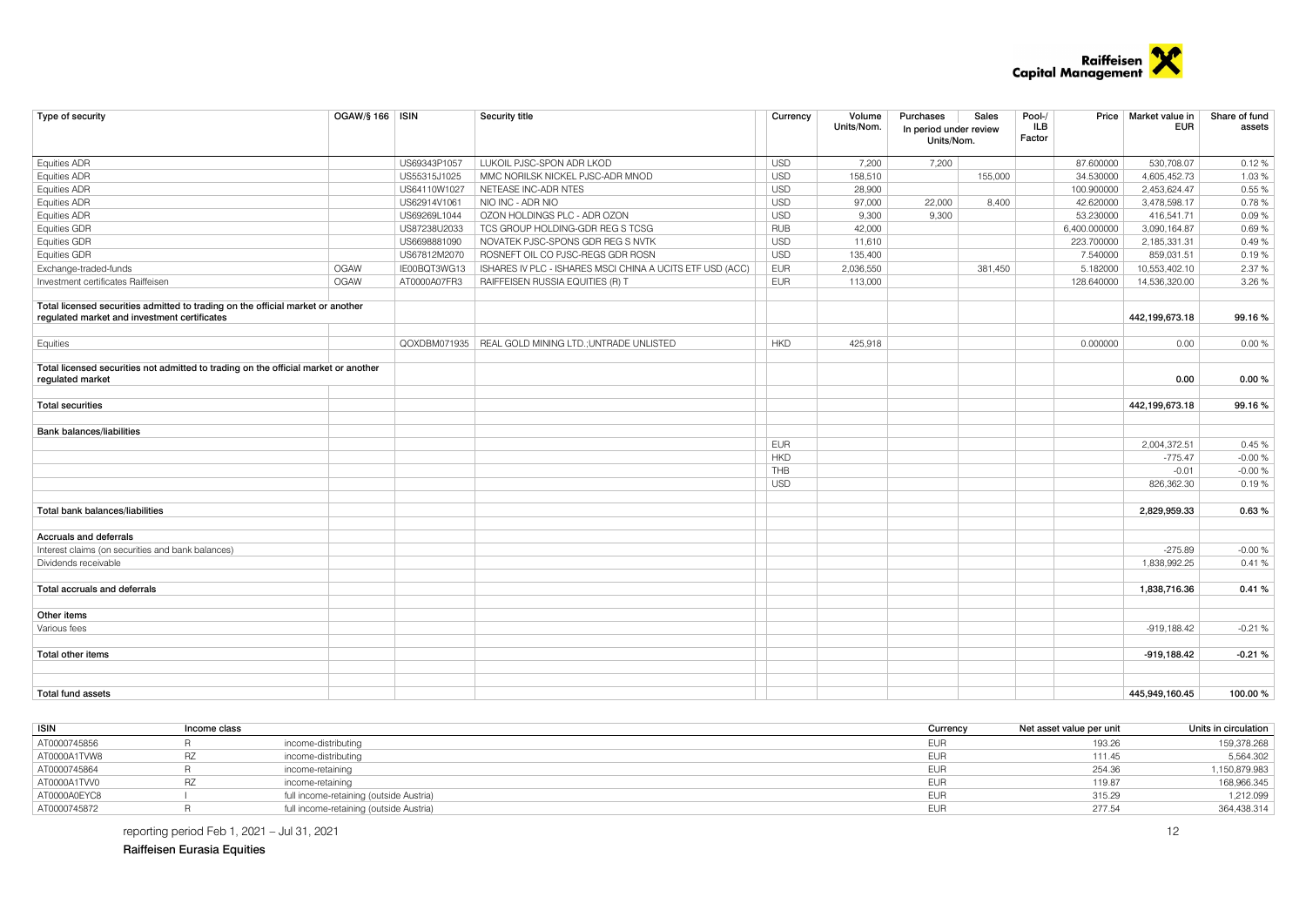| Type of security | OGAW/§ 166 | ISIN | Security title | Currency | Volume Units/Nom. | Purchases In period under review Units/Nom. | Sales | Pool-/ ILB Factor | Price | Market value in EUR | Share of fund assets |
|---|---|---|---|---|---|---|---|---|---|---|---|
| Equities ADR | | US69343P1057 | LUKOIL PJSC-SPON ADR LKOD | USD | 7,200 | 7,200 | | | 87.600000 | 530,708.07 | 0.12 % |
| Equities ADR | | US55315J1025 | MMC NORILSK NICKEL PJSC-ADR MNOD | USD | 158,510 | | 155,000 | | 34.530000 | 4,605,452.73 | 1.03 % |
| Equities ADR | | US64110W1027 | NETEASE INC-ADR NTES | USD | 28,900 | | | | 100.900000 | 2,453,624.47 | 0.55 % |
| Equities ADR | | US62914V1061 | NIO INC - ADR NIO | USD | 97,000 | 22,000 | 8,400 | | 42.620000 | 3,478,598.17 | 0.78 % |
| Equities ADR | | US69269L1044 | OZON HOLDINGS PLC - ADR OZON | USD | 9,300 | 9,300 | | | 53.230000 | 416,541.71 | 0.09 % |
| Equities GDR | | US87238U2033 | TCS GROUP HOLDING-GDR REG S TCSG | RUB | 42,000 | | | | 6,400.000000 | 3,090,164.87 | 0.69 % |
| Equities GDR | | US6698881090 | NOVATEK PJSC-SPONS GDR REG S NVTK | USD | 11,610 | | | | 223.700000 | 2,185,331.31 | 0.49 % |
| Equities GDR | | US67812M2070 | ROSNEFT OIL CO PJSC-REGS GDR ROSN | USD | 135,400 | | | | 7.540000 | 859,031.51 | 0.19 % |
| Exchange-traded-funds | OGAW | IE00BQT3WG13 | ISHARES IV PLC - ISHARES MSCI CHINA A UCITS ETF USD (ACC) | EUR | 2,036,550 | | 381,450 | | 5.182000 | 10,553,402.10 | 2.37 % |
| Investment certificates Raiffeisen | OGAW | AT0000A07FR3 | RAIFFEISEN RUSSIA EQUITIES (R) T | EUR | 113,000 | | | | 128.640000 | 14,536,320.00 | 3.26 % |
| **Total licensed securities admitted to trading on the official market or another regulated market and investment certificates** | | | | | | | | | | **442,199,673.18** | **99.16 %** |
| Equities | | QOXDBM071935 | REAL GOLD MINING LTD.;UNTRADE UNLISTED | HKD | 425,918 | | | | 0.000000 | 0.00 | 0.00 % |
| **Total licensed securities not admitted to trading on the official market or another regulated market** | | | | | | | | | | **0.00** | **0.00 %** |
| **Total securities** | | | | | | | | | | **442,199,673.18** | **99.16 %** |
| **Bank balances/liabilities** | | | | | | | | | | | |
| | | | | EUR | | | | | | 2,004,372.51 | 0.45 % |
| | | | | HKD | | | | | | -775.47 | -0.00 % |
| | | | | THB | | | | | | -0.01 | -0.00 % |
| | | | | USD | | | | | | 826,362.30 | 0.19 % |
| **Total bank balances/liabilities** | | | | | | | | | | **2,829,959.33** | **0.63 %** |
| **Accruals and deferrals** | | | | | | | | | | | |
| Interest claims (on securities and bank balances) | | | | | | | | | | -275.89 | -0.00 % |
| Dividends receivable | | | | | | | | | | 1,838,992.25 | 0.41 % |
| **Total accruals and deferrals** | | | | | | | | | | **1,838,716.36** | **0.41 %** |
| **Other items** | | | | | | | | | | | |
| Various fees | | | | | | | | | | -919,188.42 | -0.21 % |
| **Total other items** | | | | | | | | | | **-919,188.42** | **-0.21 %** |
| **Total fund assets** | | | | | | | | | | **445,949,160.45** | **100.00 %** |

| ISIN | Income class | | Currency | Net asset value per unit | Units in circulation |
|---|---|---|---|---|---|
| AT0000745856 | R | income-distributing | EUR | 193.26 | 159,378.268 |
| AT0000A1TVW8 | RZ | income-distributing | EUR | 111.45 | 5,564.302 |
| AT0000745864 | R | income-retaining | EUR | 254.36 | 1,150,879.983 |
| AT0000A1TVV0 | RZ | income-retaining | EUR | 119.87 | 168,966.345 |
| AT0000A0EYC8 | I | full income-retaining (outside Austria) | EUR | 315.29 | 1,212.099 |
| AT0000745872 | R | full income-retaining (outside Austria) | EUR | 277.54 | 364,438.314 |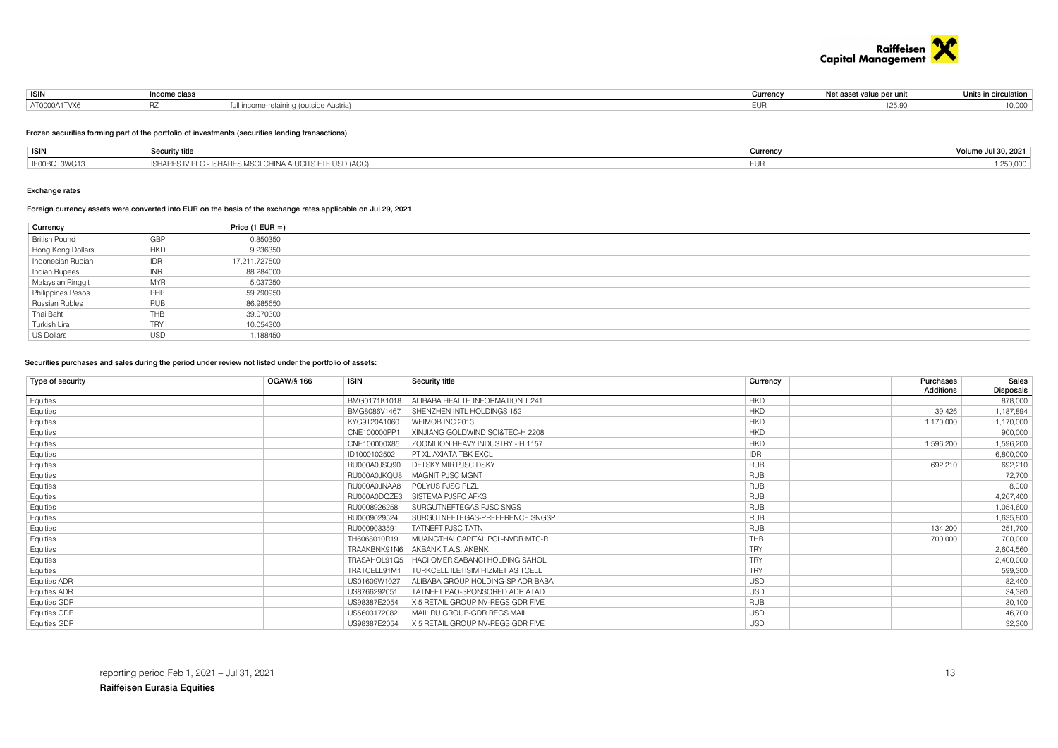| ISIN | Income class | | Currency | Net asset value per unit | Units in circulation |
| --- | --- | --- | --- | --- | --- |
| AT0000A1TVX6 | RZ | full income-retaining (outside Austria) | EUR | 125.90 | 10.000 |

### Frozen securities forming part of the portfolio of investments (securities lending transactions)

| ISIN | Security title | Currency | Volume Jul 30, 2021 |
| --- | --- | --- | --- |
| IE00BQT3WG13 | ISHARES IV PLC - ISHARES MSCI CHINA A UCITS ETF USD (ACC) | EUR | 1,250,000 |

### Exchange rates

Foreign currency assets were converted into EUR on the basis of the exchange rates applicable on Jul 29, 2021

| Currency | | Price (1 EUR =) |
| --- | --- | --- |
| British Pound | GBP | 0.850350 |
| Hong Kong Dollars | HKD | 9.236350 |
| Indonesian Rupiah | IDR | 17,211.727500 |
| Indian Rupees | INR | 88.284000 |
| Malaysian Ringgit | MYR | 5.037250 |
| Philippines Pesos | PHP | 59.790950 |
| Russian Rubles | RUB | 86.985650 |
| Thai Baht | THB | 39.070300 |
| Turkish Lira | TRY | 10.054300 |
| US Dollars | USD | 1.188450 |

### Securities purchases and sales during the period under review not listed under the portfolio of assets:

| Type of security | OGAW/§ 166 | ISIN | Security title | Currency | | Purchases Additions | Sales Disposals |
| --- | --- | --- | --- | --- | --- | --- | --- |
| Equities | | BMG0171K1018 | ALIBABA HEALTH INFORMATION T 241 | HKD | | | 878,000 |
| Equities | | BMG8086V1467 | SHENZHEN INTL HOLDINGS 152 | HKD | | 39,426 | 1,187,894 |
| Equities | | KYG9T20A1060 | WEIMOB INC 2013 | HKD | | 1,170,000 | 1,170,000 |
| Equities | | CNE100000PP1 | XINJIANG GOLDWIND SCI&TEC-H 2208 | HKD | | | 900,000 |
| Equities | | CNE100000X85 | ZOOMLION HEAVY INDUSTRY - H 1157 | HKD | | 1,596,200 | 1,596,200 |
| Equities | | ID1000102502 | PT XL AXIATA TBK EXCL | IDR | | | 6,800,000 |
| Equities | | RU000A0JSQ90 | DETSKY MIR PJSC DSKY | RUB | | 692,210 | 692,210 |
| Equities | | RU000A0JKQU8 | MAGNIT PJSC MGNT | RUB | | | 72,700 |
| Equities | | RU000A0JNAA8 | POLYUS PJSC PLZL | RUB | | | 8,000 |
| Equities | | RU000A0DQZE3 | SISTEMA PJSFC AFKS | RUB | | | 4,267,400 |
| Equities | | RU0008926258 | SURGUTNEFTEGAS PJSC SNGS | RUB | | | 1,054,600 |
| Equities | | RU0009029524 | SURGUTNEFTEGAS-PREFERENCE SNGSP | RUB | | | 1,635,800 |
| Equities | | RU0009033591 | TATNEFT PJSC TATN | RUB | | 134,200 | 251,700 |
| Equities | | TH6068010R19 | MUANGTHAI CAPITAL PCL-NVDR MTC-R | THB | | 700,000 | 700,000 |
| Equities | | TRAAKBNK91N6 | AKBANK T.A.S. AKBNK | TRY | | | 2,604,560 |
| Equities | | TRASAHOL91Q5 | HACI OMER SABANCI HOLDING SAHOL | TRY | | | 2,400,000 |
| Equities | | TRATCELL91M1 | TURKCELL ILETISIM HIZMET AS TCELL | TRY | | | 599,300 |
| Equities ADR | | US01609W1027 | ALIBABA GROUP HOLDING-SP ADR BABA | USD | | | 82,400 |
| Equities ADR | | US8766292051 | TATNEFT PAO-SPONSORED ADR ATAD | USD | | | 34,380 |
| Equities GDR | | US98387E2054 | X 5 RETAIL GROUP NV-REGS GDR FIVE | RUB | | | 30,100 |
| Equities GDR | | US5603172082 | MAIL.RU GROUP-GDR REGS MAIL | USD | | | 46,700 |
| Equities GDR | | US98387E2054 | X 5 RETAIL GROUP NV-REGS GDR FIVE | USD | | | 32,300 |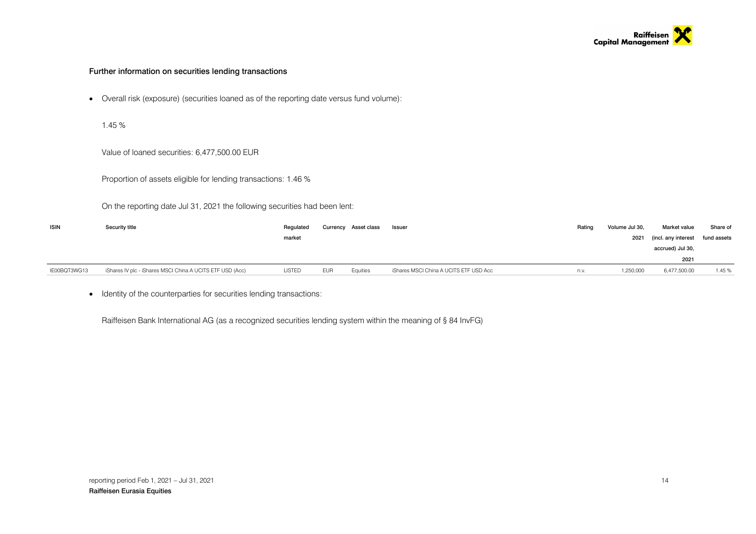### Further information on securities lending transactions

- Overall risk (exposure) (securities loaned as of the reporting date versus fund volume):

  1.45 %

  Value of loaned securities: 6,477,500.00 EUR

  Proportion of assets eligible for lending transactions: 1.46 %

  On the reporting date Jul 31, 2021 the following securities had been lent:

| ISIN | Security title | Regulated market | Currency | Asset class | Issuer | Rating | Volume Jul 30, 2021 | Market value (incl. any interest accrued) Jul 30, 2021 | Share of fund assets |
|---|---|---|---|---|---|---|---|---|---|
| IE00BQT3WG13 | iShares IV plc - iShares MSCI China A UCITS ETF USD (Acc) | LISTED | EUR | Equities | iShares MSCI China A UCITS ETF USD Acc | n.v. | 1,250,000 | 6,477,500.00 | 1.45 % |

- Identity of the counterparties for securities lending transactions:

  Raiffeisen Bank International AG (as a recognized securities lending system within the meaning of § 84 InvFG)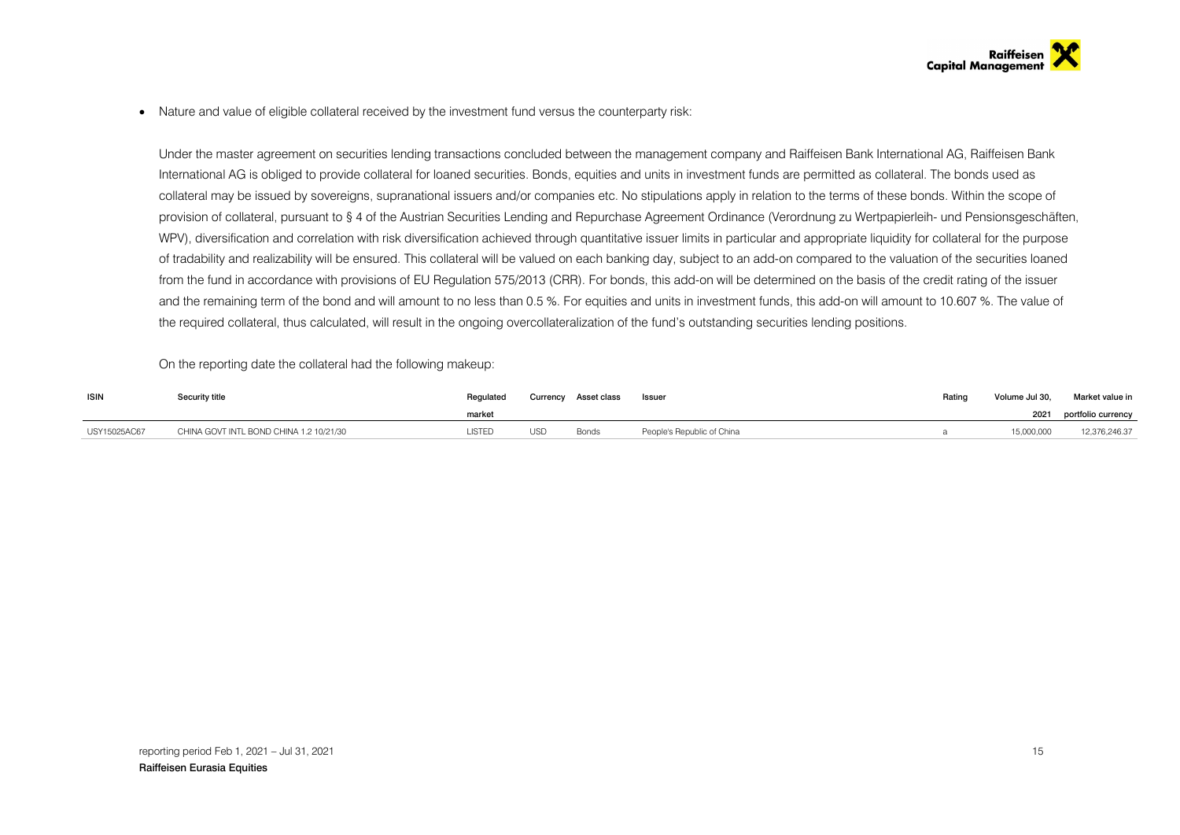- Nature and value of eligible collateral received by the investment fund versus the counterparty risk:

  Under the master agreement on securities lending transactions concluded between the management company and Raiffeisen Bank International AG, Raiffeisen Bank International AG is obliged to provide collateral for loaned securities. Bonds, equities and units in investment funds are permitted as collateral. The bonds used as collateral may be issued by sovereigns, supranational issuers and/or companies etc. No stipulations apply in relation to the terms of these bonds. Within the scope of provision of collateral, pursuant to § 4 of the Austrian Securities Lending and Repurchase Agreement Ordinance (Verordnung zu Wertpapierleih- und Pensionsgeschäften, WPV), diversification and correlation with risk diversification achieved through quantitative issuer limits in particular and appropriate liquidity for collateral for the purpose of tradability and realizability will be ensured. This collateral will be valued on each banking day, subject to an add-on compared to the valuation of the securities loaned from the fund in accordance with provisions of EU Regulation 575/2013 (CRR). For bonds, this add-on will be determined on the basis of the credit rating of the issuer and the remaining term of the bond and will amount to no less than 0.5 %. For equities and units in investment funds, this add-on will amount to 10.607 %. The value of the required collateral, thus calculated, will result in the ongoing overcollateralization of the fund's outstanding securities lending positions.

  On the reporting date the collateral had the following makeup:

| ISIN | Security title | Regulated market | Currency | Asset class | Issuer | Rating | Volume Jul 30, 2021 | Market value in portfolio currency |
|---|---|---|---|---|---|---|---|---|
| USY15025AC67 | CHINA GOVT INTL BOND CHINA 1.2 10/21/30 | LISTED | USD | Bonds | People's Republic of China | a | 15,000,000 | 12,376,246.37 |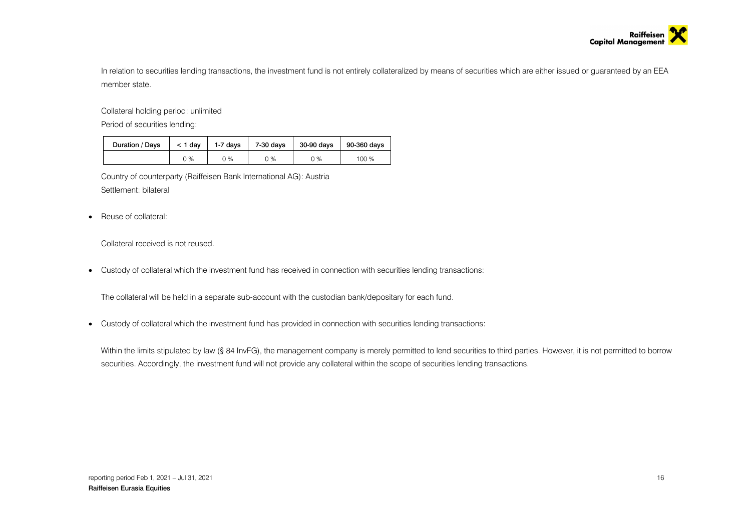In relation to securities lending transactions, the investment fund is not entirely collateralized by means of securities which are either issued or guaranteed by an EEA member state.

Collateral holding period: unlimited

Period of securities lending:

| Duration / Days | < 1 day | 1-7 days | 7-30 days | 30-90 days | 90-360 days |
|---|---|---|---|---|---|
| | 0 % | 0 % | 0 % | 0 % | 100 % |

Country of counterparty (Raiffeisen Bank International AG): Austria

Settlement: bilateral

- Reuse of collateral:

  Collateral received is not reused.

- Custody of collateral which the investment fund has received in connection with securities lending transactions:

  The collateral will be held in a separate sub-account with the custodian bank/depositary for each fund.

- Custody of collateral which the investment fund has provided in connection with securities lending transactions:

  Within the limits stipulated by law (§ 84 InvFG), the management company is merely permitted to lend securities to third parties. However, it is not permitted to borrow securities. Accordingly, the investment fund will not provide any collateral within the scope of securities lending transactions.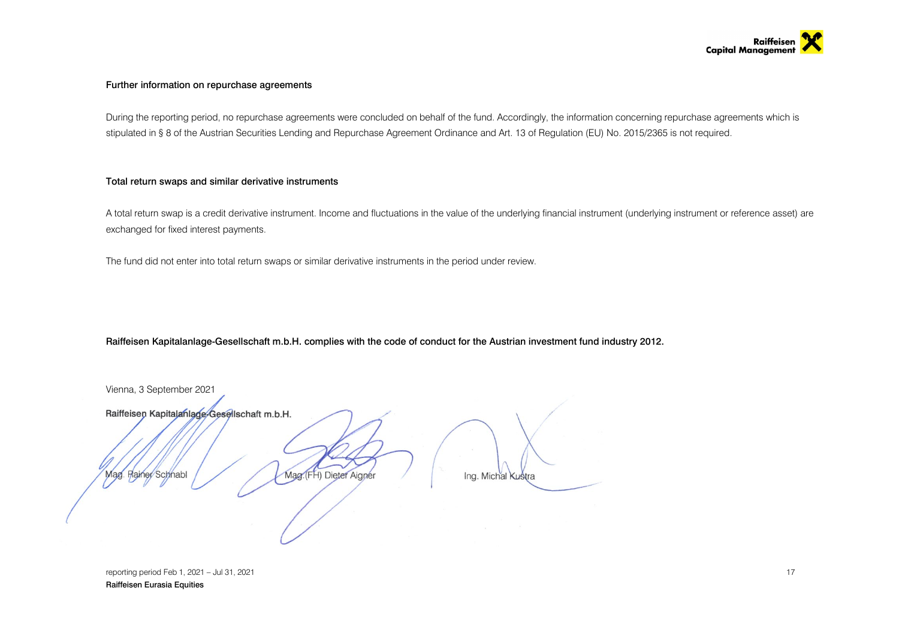### Further information on repurchase agreements

During the reporting period, no repurchase agreements were concluded on behalf of the fund. Accordingly, the information concerning repurchase agreements which is stipulated in § 8 of the Austrian Securities Lending and Repurchase Agreement Ordinance and Art. 13 of Regulation (EU) No. 2015/2365 is not required.

### Total return swaps and similar derivative instruments

A total return swap is a credit derivative instrument. Income and fluctuations in the value of the underlying financial instrument (underlying instrument or reference asset) are exchanged for fixed interest payments.

The fund did not enter into total return swaps or similar derivative instruments in the period under review.

**Raiffeisen Kapitalanlage-Gesellschaft m.b.H. complies with the code of conduct for the Austrian investment fund industry 2012.**

Vienna, 3 September 2021

**Raiffeisen Kapitalanlage-Gesellschaft m.b.H.**

Mag. Rainer Schnabl　　Mag.(FH) Dieter Aigner　　Ing. Michal Kustra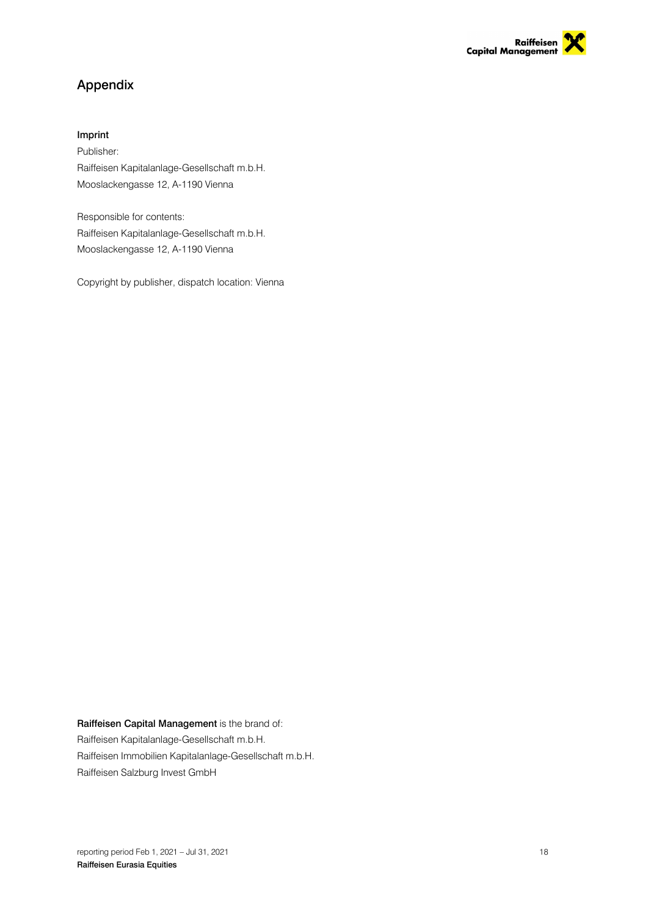## Appendix

**Imprint**

Publisher:
Raiffeisen Kapitalanlage-Gesellschaft m.b.H.
Mooslackengasse 12, A-1190 Vienna

Responsible for contents:
Raiffeisen Kapitalanlage-Gesellschaft m.b.H.
Mooslackengasse 12, A-1190 Vienna

Copyright by publisher, dispatch location: Vienna

**Raiffeisen Capital Management** is the brand of:
Raiffeisen Kapitalanlage-Gesellschaft m.b.H.
Raiffeisen Immobilien Kapitalanlage-Gesellschaft m.b.H.
Raiffeisen Salzburg Invest GmbH